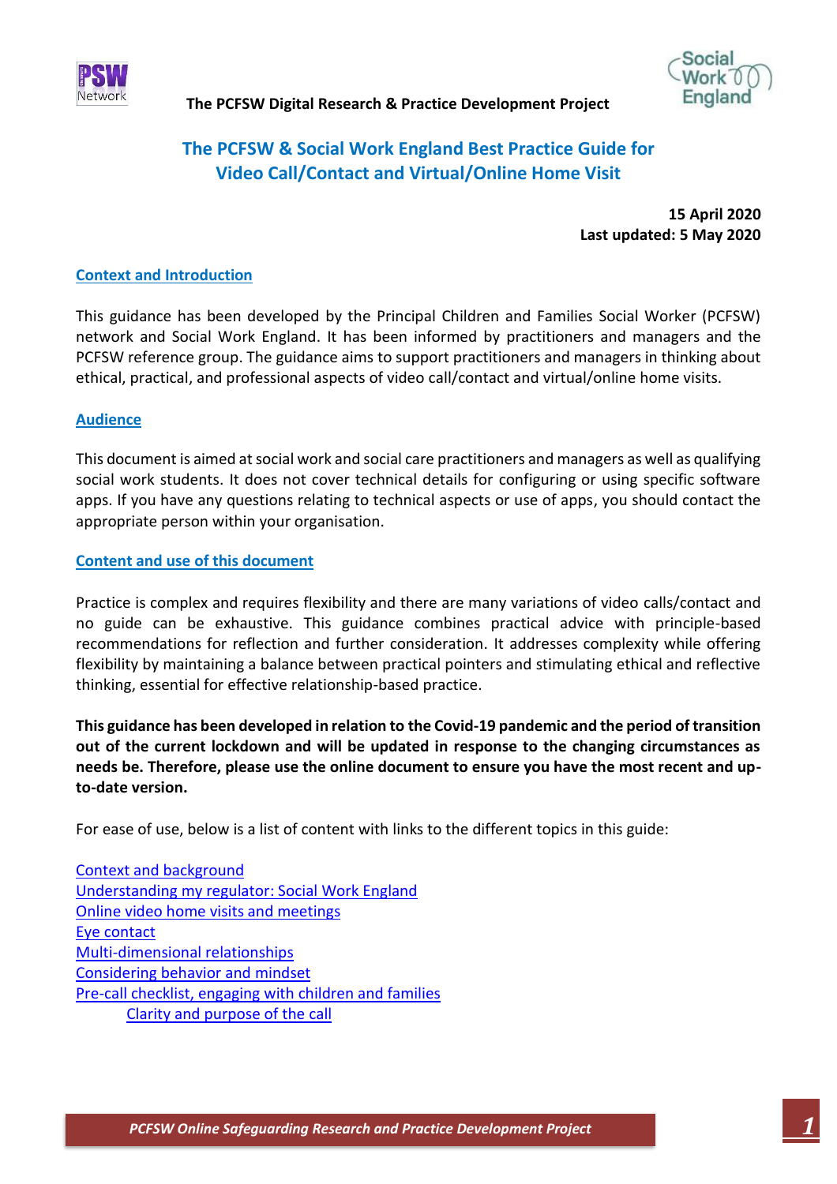The PCFSW Digital Research & Practice Development Project

# The PCFSW & Social Work England Best Practice Guide for Video Call/Contact and Virtual/Online Home Visit

**15 April 2020**
**Last updated: 5 May 2020**

## Context and Introduction

This guidance has been developed by the Principal Children and Families Social Worker (PCFSW) network and Social Work England. It has been informed by practitioners and managers and the PCFSW reference group. The guidance aims to support practitioners and managers in thinking about ethical, practical, and professional aspects of video call/contact and virtual/online home visits.

## Audience

This document is aimed at social work and social care practitioners and managers as well as qualifying social work students. It does not cover technical details for configuring or using specific software apps. If you have any questions relating to technical aspects or use of apps, you should contact the appropriate person within your organisation.

## Content and use of this document

Practice is complex and requires flexibility and there are many variations of video calls/contact and no guide can be exhaustive. This guidance combines practical advice with principle-based recommendations for reflection and further consideration. It addresses complexity while offering flexibility by maintaining a balance between practical pointers and stimulating ethical and reflective thinking, essential for effective relationship-based practice.

**This guidance has been developed in relation to the Covid-19 pandemic and the period of transition out of the current lockdown and will be updated in response to the changing circumstances as needs be. Therefore, please use the online document to ensure you have the most recent and up-to-date version.**

For ease of use, below is a list of content with links to the different topics in this guide:

- Context and background
- Understanding my regulator: Social Work England
- Online video home visits and meetings
- Eye contact
- Multi-dimensional relationships
- Considering behavior and mindset
- Pre-call checklist, engaging with children and families
  - Clarity and purpose of the call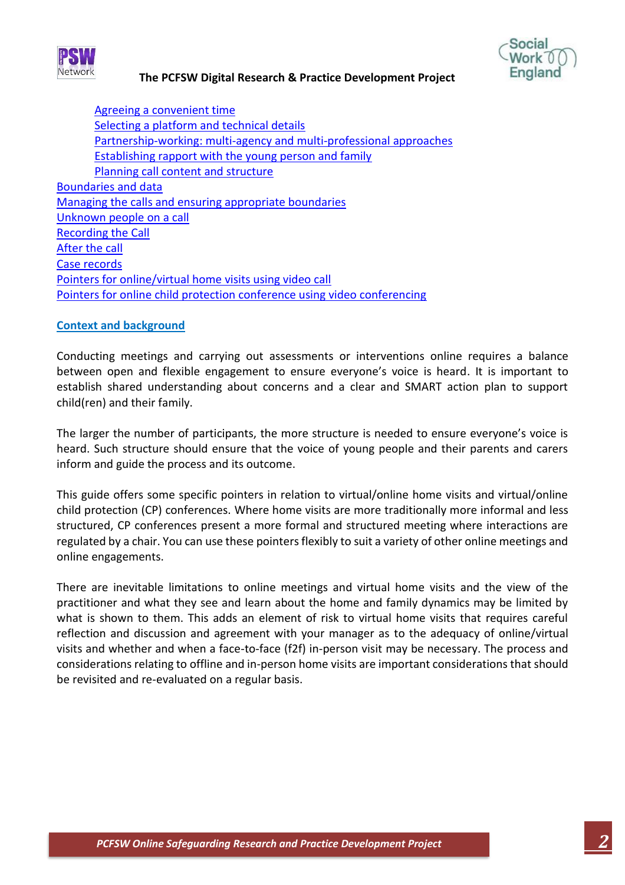- Agreeing a convenient time
- Selecting a platform and technical details
- Partnership-working: multi-agency and multi-professional approaches
- Establishing rapport with the young person and family
- Planning call content and structure

Boundaries and data
Managing the calls and ensuring appropriate boundaries
Unknown people on a call
Recording the Call
After the call
Case records
Pointers for online/virtual home visits using video call
Pointers for online child protection conference using video conferencing

## Context and background

Conducting meetings and carrying out assessments or interventions online requires a balance between open and flexible engagement to ensure everyone's voice is heard. It is important to establish shared understanding about concerns and a clear and SMART action plan to support child(ren) and their family.

The larger the number of participants, the more structure is needed to ensure everyone's voice is heard. Such structure should ensure that the voice of young people and their parents and carers inform and guide the process and its outcome.

This guide offers some specific pointers in relation to virtual/online home visits and virtual/online child protection (CP) conferences. Where home visits are more traditionally more informal and less structured, CP conferences present a more formal and structured meeting where interactions are regulated by a chair. You can use these pointers flexibly to suit a variety of other online meetings and online engagements.

There are inevitable limitations to online meetings and virtual home visits and the view of the practitioner and what they see and learn about the home and family dynamics may be limited by what is shown to them. This adds an element of risk to virtual home visits that requires careful reflection and discussion and agreement with your manager as to the adequacy of online/virtual visits and whether and when a face-to-face (f2f) in-person visit may be necessary. The process and considerations relating to offline and in-person home visits are important considerations that should be revisited and re-evaluated on a regular basis.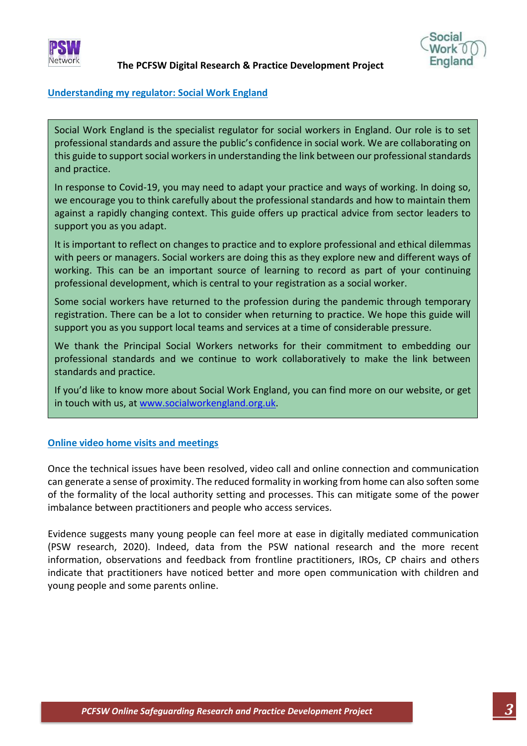## Understanding my regulator: Social Work England

Social Work England is the specialist regulator for social workers in England. Our role is to set professional standards and assure the public's confidence in social work. We are collaborating on this guide to support social workers in understanding the link between our professional standards and practice.

In response to Covid-19, you may need to adapt your practice and ways of working. In doing so, we encourage you to think carefully about the professional standards and how to maintain them against a rapidly changing context. This guide offers up practical advice from sector leaders to support you as you adapt.

It is important to reflect on changes to practice and to explore professional and ethical dilemmas with peers or managers. Social workers are doing this as they explore new and different ways of working. This can be an important source of learning to record as part of your continuing professional development, which is central to your registration as a social worker.

Some social workers have returned to the profession during the pandemic through temporary registration. There can be a lot to consider when returning to practice. We hope this guide will support you as you support local teams and services at a time of considerable pressure.

We thank the Principal Social Workers networks for their commitment to embedding our professional standards and we continue to work collaboratively to make the link between standards and practice.

If you'd like to know more about Social Work England, you can find more on our website, or get in touch with us, at www.socialworkengland.org.uk.

## Online video home visits and meetings

Once the technical issues have been resolved, video call and online connection and communication can generate a sense of proximity. The reduced formality in working from home can also soften some of the formality of the local authority setting and processes. This can mitigate some of the power imbalance between practitioners and people who access services.

Evidence suggests many young people can feel more at ease in digitally mediated communication (PSW research, 2020). Indeed, data from the PSW national research and the more recent information, observations and feedback from frontline practitioners, IROs, CP chairs and others indicate that practitioners have noticed better and more open communication with children and young people and some parents online.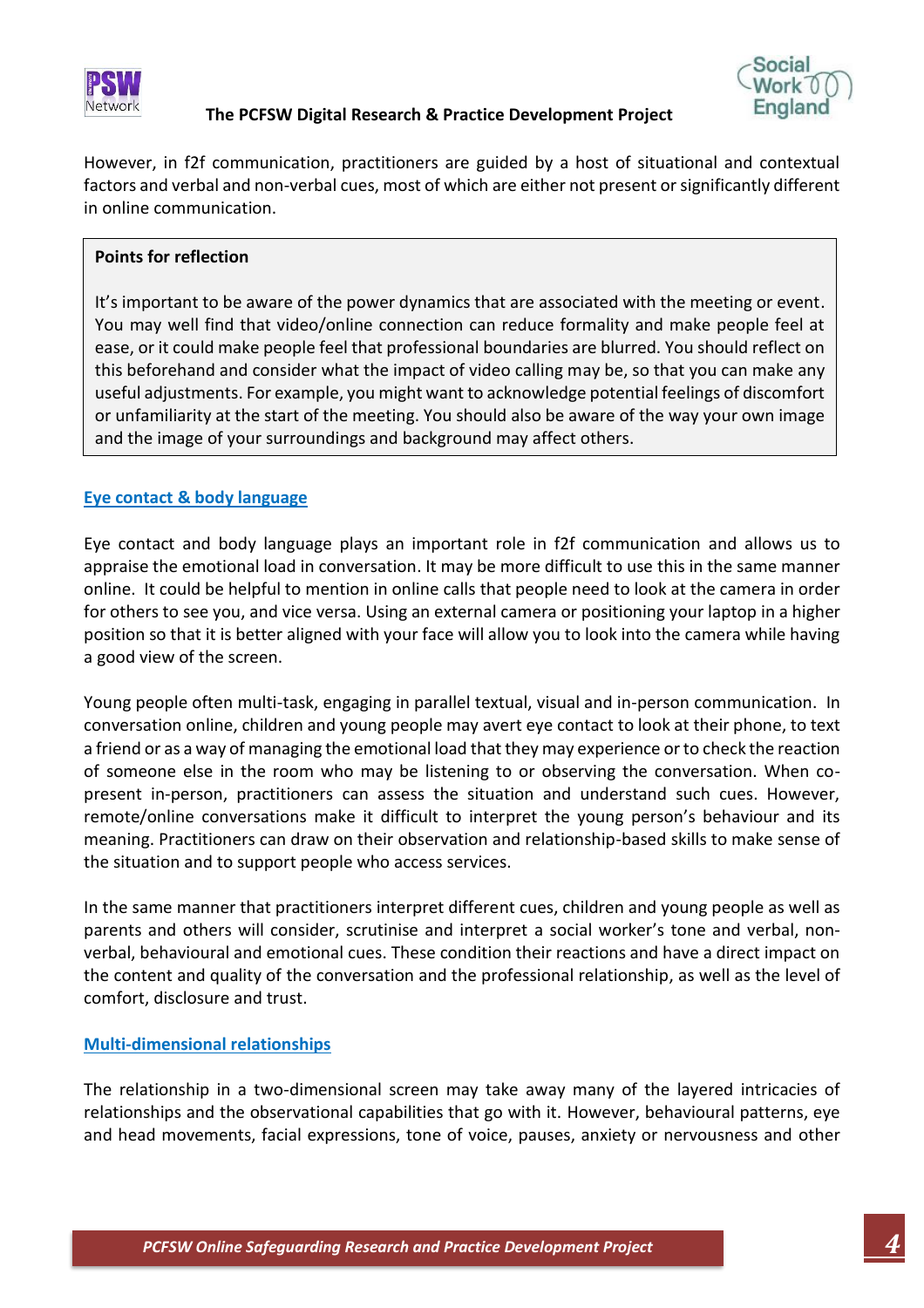However, in f2f communication, practitioners are guided by a host of situational and contextual factors and verbal and non-verbal cues, most of which are either not present or significantly different in online communication.

> **Points for reflection**
>
> It's important to be aware of the power dynamics that are associated with the meeting or event. You may well find that video/online connection can reduce formality and make people feel at ease, or it could make people feel that professional boundaries are blurred. You should reflect on this beforehand and consider what the impact of video calling may be, so that you can make any useful adjustments. For example, you might want to acknowledge potential feelings of discomfort or unfamiliarity at the start of the meeting. You should also be aware of the way your own image and the image of your surroundings and background may affect others.

### Eye contact & body language

Eye contact and body language plays an important role in f2f communication and allows us to appraise the emotional load in conversation. It may be more difficult to use this in the same manner online. It could be helpful to mention in online calls that people need to look at the camera in order for others to see you, and vice versa. Using an external camera or positioning your laptop in a higher position so that it is better aligned with your face will allow you to look into the camera while having a good view of the screen.

Young people often multi-task, engaging in parallel textual, visual and in-person communication. In conversation online, children and young people may avert eye contact to look at their phone, to text a friend or as a way of managing the emotional load that they may experience or to check the reaction of someone else in the room who may be listening to or observing the conversation. When co-present in-person, practitioners can assess the situation and understand such cues. However, remote/online conversations make it difficult to interpret the young person's behaviour and its meaning. Practitioners can draw on their observation and relationship-based skills to make sense of the situation and to support people who access services.

In the same manner that practitioners interpret different cues, children and young people as well as parents and others will consider, scrutinise and interpret a social worker's tone and verbal, non-verbal, behavioural and emotional cues. These condition their reactions and have a direct impact on the content and quality of the conversation and the professional relationship, as well as the level of comfort, disclosure and trust.

### Multi-dimensional relationships

The relationship in a two-dimensional screen may take away many of the layered intricacies of relationships and the observational capabilities that go with it. However, behavioural patterns, eye and head movements, facial expressions, tone of voice, pauses, anxiety or nervousness and other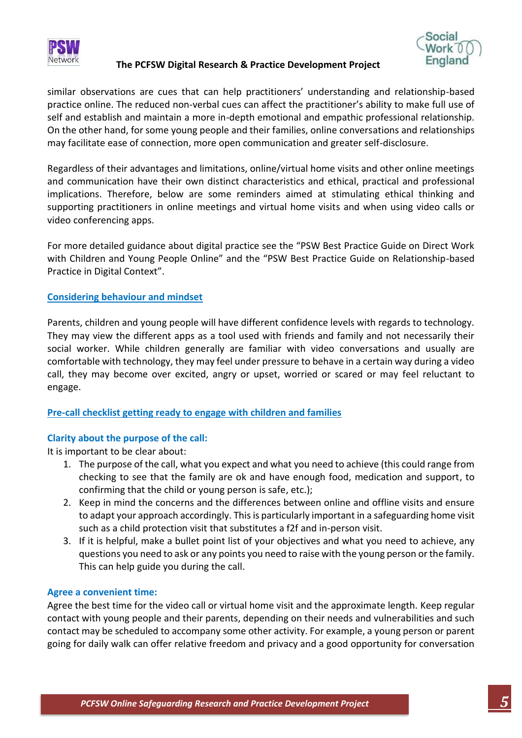similar observations are cues that can help practitioners' understanding and relationship-based practice online. The reduced non-verbal cues can affect the practitioner's ability to make full use of self and establish and maintain a more in-depth emotional and empathic professional relationship. On the other hand, for some young people and their families, online conversations and relationships may facilitate ease of connection, more open communication and greater self-disclosure.

Regardless of their advantages and limitations, online/virtual home visits and other online meetings and communication have their own distinct characteristics and ethical, practical and professional implications. Therefore, below are some reminders aimed at stimulating ethical thinking and supporting practitioners in online meetings and virtual home visits and when using video calls or video conferencing apps.

For more detailed guidance about digital practice see the "PSW Best Practice Guide on Direct Work with Children and Young People Online" and the "PSW Best Practice Guide on Relationship-based Practice in Digital Context".

## Considering behaviour and mindset

Parents, children and young people will have different confidence levels with regards to technology. They may view the different apps as a tool used with friends and family and not necessarily their social worker. While children generally are familiar with video conversations and usually are comfortable with technology, they may feel under pressure to behave in a certain way during a video call, they may become over excited, angry or upset, worried or scared or may feel reluctant to engage.

## Pre-call checklist getting ready to engage with children and families

### Clarity about the purpose of the call:

It is important to be clear about:

1. The purpose of the call, what you expect and what you need to achieve (this could range from checking to see that the family are ok and have enough food, medication and support, to confirming that the child or young person is safe, etc.);
2. Keep in mind the concerns and the differences between online and offline visits and ensure to adapt your approach accordingly. This is particularly important in a safeguarding home visit such as a child protection visit that substitutes a f2f and in-person visit.
3. If it is helpful, make a bullet point list of your objectives and what you need to achieve, any questions you need to ask or any points you need to raise with the young person or the family. This can help guide you during the call.

### Agree a convenient time:

Agree the best time for the video call or virtual home visit and the approximate length. Keep regular contact with young people and their parents, depending on their needs and vulnerabilities and such contact may be scheduled to accompany some other activity. For example, a young person or parent going for daily walk can offer relative freedom and privacy and a good opportunity for conversation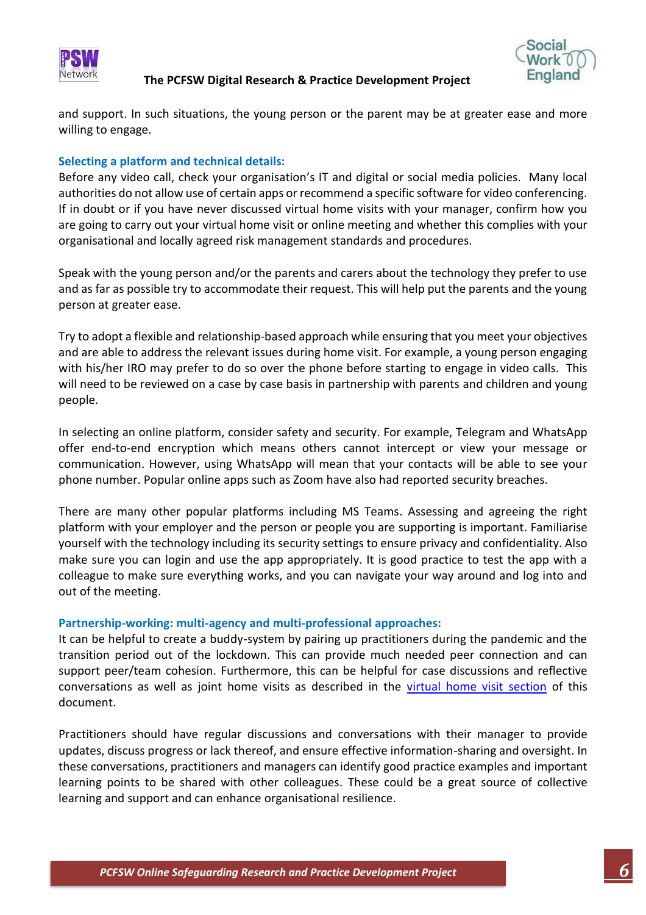and support. In such situations, the young person or the parent may be at greater ease and more willing to engage.

### Selecting a platform and technical details:

Before any video call, check your organisation's IT and digital or social media policies. Many local authorities do not allow use of certain apps or recommend a specific software for video conferencing. If in doubt or if you have never discussed virtual home visits with your manager, confirm how you are going to carry out your virtual home visit or online meeting and whether this complies with your organisational and locally agreed risk management standards and procedures.

Speak with the young person and/or the parents and carers about the technology they prefer to use and as far as possible try to accommodate their request. This will help put the parents and the young person at greater ease.

Try to adopt a flexible and relationship-based approach while ensuring that you meet your objectives and are able to address the relevant issues during home visit. For example, a young person engaging with his/her IRO may prefer to do so over the phone before starting to engage in video calls. This will need to be reviewed on a case by case basis in partnership with parents and children and young people.

In selecting an online platform, consider safety and security. For example, Telegram and WhatsApp offer end-to-end encryption which means others cannot intercept or view your message or communication. However, using WhatsApp will mean that your contacts will be able to see your phone number. Popular online apps such as Zoom have also had reported security breaches.

There are many other popular platforms including MS Teams. Assessing and agreeing the right platform with your employer and the person or people you are supporting is important. Familiarise yourself with the technology including its security settings to ensure privacy and confidentiality. Also make sure you can login and use the app appropriately. It is good practice to test the app with a colleague to make sure everything works, and you can navigate your way around and log into and out of the meeting.

### Partnership-working: multi-agency and multi-professional approaches:

It can be helpful to create a buddy-system by pairing up practitioners during the pandemic and the transition period out of the lockdown. This can provide much needed peer connection and can support peer/team cohesion. Furthermore, this can be helpful for case discussions and reflective conversations as well as joint home visits as described in the virtual home visit section of this document.

Practitioners should have regular discussions and conversations with their manager to provide updates, discuss progress or lack thereof, and ensure effective information-sharing and oversight. In these conversations, practitioners and managers can identify good practice examples and important learning points to be shared with other colleagues. These could be a great source of collective learning and support and can enhance organisational resilience.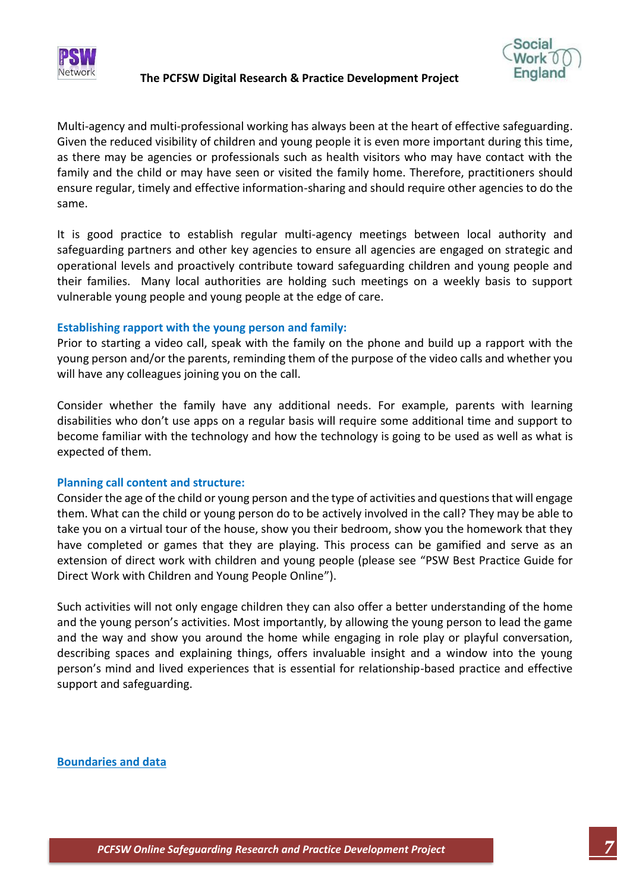Multi-agency and multi-professional working has always been at the heart of effective safeguarding. Given the reduced visibility of children and young people it is even more important during this time, as there may be agencies or professionals such as health visitors who may have contact with the family and the child or may have seen or visited the family home. Therefore, practitioners should ensure regular, timely and effective information-sharing and should require other agencies to do the same.

It is good practice to establish regular multi-agency meetings between local authority and safeguarding partners and other key agencies to ensure all agencies are engaged on strategic and operational levels and proactively contribute toward safeguarding children and young people and their families. Many local authorities are holding such meetings on a weekly basis to support vulnerable young people and young people at the edge of care.

### Establishing rapport with the young person and family:

Prior to starting a video call, speak with the family on the phone and build up a rapport with the young person and/or the parents, reminding them of the purpose of the video calls and whether you will have any colleagues joining you on the call.

Consider whether the family have any additional needs. For example, parents with learning disabilities who don't use apps on a regular basis will require some additional time and support to become familiar with the technology and how the technology is going to be used as well as what is expected of them.

### Planning call content and structure:

Consider the age of the child or young person and the type of activities and questions that will engage them. What can the child or young person do to be actively involved in the call? They may be able to take you on a virtual tour of the house, show you their bedroom, show you the homework that they have completed or games that they are playing. This process can be gamified and serve as an extension of direct work with children and young people (please see "PSW Best Practice Guide for Direct Work with Children and Young People Online").

Such activities will not only engage children they can also offer a better understanding of the home and the young person's activities. Most importantly, by allowing the young person to lead the game and the way and show you around the home while engaging in role play or playful conversation, describing spaces and explaining things, offers invaluable insight and a window into the young person's mind and lived experiences that is essential for relationship-based practice and effective support and safeguarding.

### Boundaries and data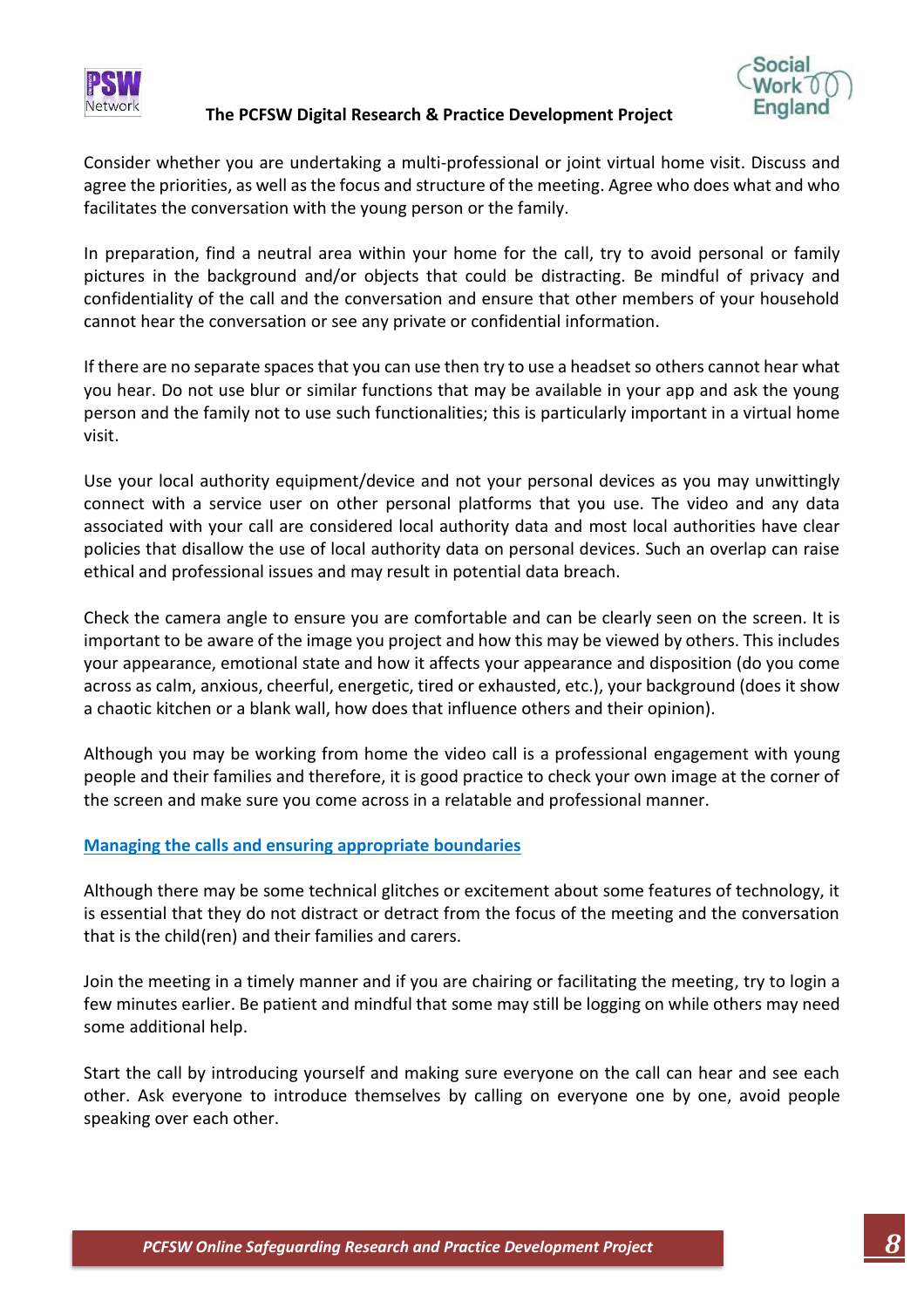Consider whether you are undertaking a multi-professional or joint virtual home visit. Discuss and agree the priorities, as well as the focus and structure of the meeting. Agree who does what and who facilitates the conversation with the young person or the family.

In preparation, find a neutral area within your home for the call, try to avoid personal or family pictures in the background and/or objects that could be distracting. Be mindful of privacy and confidentiality of the call and the conversation and ensure that other members of your household cannot hear the conversation or see any private or confidential information.

If there are no separate spaces that you can use then try to use a headset so others cannot hear what you hear. Do not use blur or similar functions that may be available in your app and ask the young person and the family not to use such functionalities; this is particularly important in a virtual home visit.

Use your local authority equipment/device and not your personal devices as you may unwittingly connect with a service user on other personal platforms that you use. The video and any data associated with your call are considered local authority data and most local authorities have clear policies that disallow the use of local authority data on personal devices. Such an overlap can raise ethical and professional issues and may result in potential data breach.

Check the camera angle to ensure you are comfortable and can be clearly seen on the screen. It is important to be aware of the image you project and how this may be viewed by others. This includes your appearance, emotional state and how it affects your appearance and disposition (do you come across as calm, anxious, cheerful, energetic, tired or exhausted, etc.), your background (does it show a chaotic kitchen or a blank wall, how does that influence others and their opinion).

Although you may be working from home the video call is a professional engagement with young people and their families and therefore, it is good practice to check your own image at the corner of the screen and make sure you come across in a relatable and professional manner.

## Managing the calls and ensuring appropriate boundaries

Although there may be some technical glitches or excitement about some features of technology, it is essential that they do not distract or detract from the focus of the meeting and the conversation that is the child(ren) and their families and carers.

Join the meeting in a timely manner and if you are chairing or facilitating the meeting, try to login a few minutes earlier. Be patient and mindful that some may still be logging on while others may need some additional help.

Start the call by introducing yourself and making sure everyone on the call can hear and see each other. Ask everyone to introduce themselves by calling on everyone one by one, avoid people speaking over each other.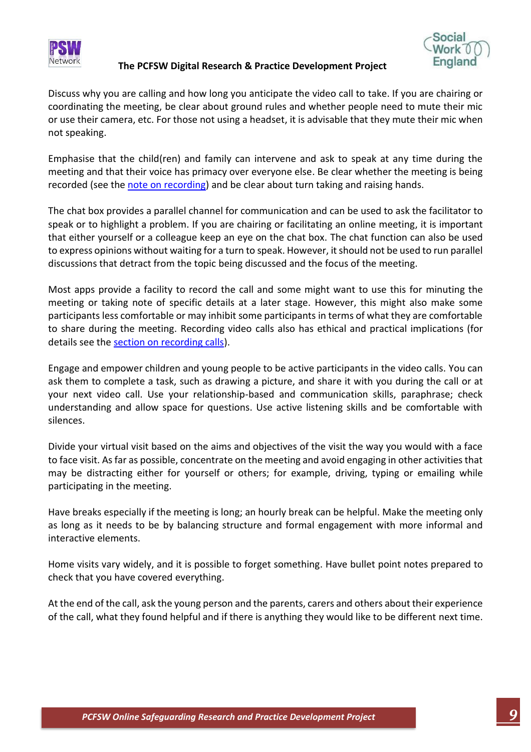Discuss why you are calling and how long you anticipate the video call to take. If you are chairing or coordinating the meeting, be clear about ground rules and whether people need to mute their mic or use their camera, etc. For those not using a headset, it is advisable that they mute their mic when not speaking.

Emphasise that the child(ren) and family can intervene and ask to speak at any time during the meeting and that their voice has primacy over everyone else. Be clear whether the meeting is being recorded (see the note on recording) and be clear about turn taking and raising hands.

The chat box provides a parallel channel for communication and can be used to ask the facilitator to speak or to highlight a problem. If you are chairing or facilitating an online meeting, it is important that either yourself or a colleague keep an eye on the chat box. The chat function can also be used to express opinions without waiting for a turn to speak. However, it should not be used to run parallel discussions that detract from the topic being discussed and the focus of the meeting.

Most apps provide a facility to record the call and some might want to use this for minuting the meeting or taking note of specific details at a later stage. However, this might also make some participants less comfortable or may inhibit some participants in terms of what they are comfortable to share during the meeting. Recording video calls also has ethical and practical implications (for details see the section on recording calls).

Engage and empower children and young people to be active participants in the video calls. You can ask them to complete a task, such as drawing a picture, and share it with you during the call or at your next video call. Use your relationship-based and communication skills, paraphrase; check understanding and allow space for questions. Use active listening skills and be comfortable with silences.

Divide your virtual visit based on the aims and objectives of the visit the way you would with a face to face visit. As far as possible, concentrate on the meeting and avoid engaging in other activities that may be distracting either for yourself or others; for example, driving, typing or emailing while participating in the meeting.

Have breaks especially if the meeting is long; an hourly break can be helpful. Make the meeting only as long as it needs to be by balancing structure and formal engagement with more informal and interactive elements.

Home visits vary widely, and it is possible to forget something. Have bullet point notes prepared to check that you have covered everything.

At the end of the call, ask the young person and the parents, carers and others about their experience of the call, what they found helpful and if there is anything they would like to be different next time.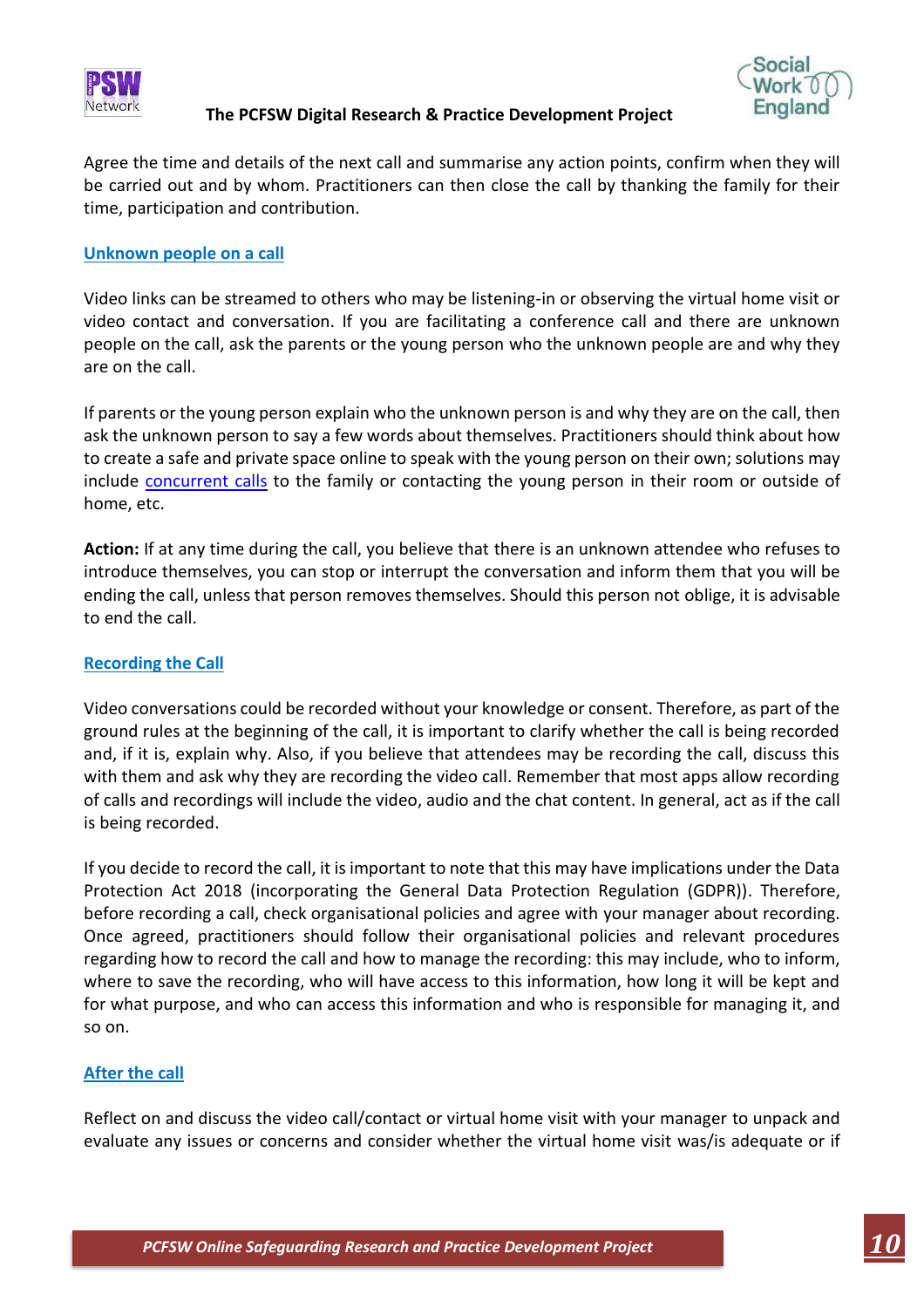Agree the time and details of the next call and summarise any action points, confirm when they will be carried out and by whom. Practitioners can then close the call by thanking the family for their time, participation and contribution.

### Unknown people on a call

Video links can be streamed to others who may be listening-in or observing the virtual home visit or video contact and conversation. If you are facilitating a conference call and there are unknown people on the call, ask the parents or the young person who the unknown people are and why they are on the call.

If parents or the young person explain who the unknown person is and why they are on the call, then ask the unknown person to say a few words about themselves. Practitioners should think about how to create a safe and private space online to speak with the young person on their own; solutions may include concurrent calls to the family or contacting the young person in their room or outside of home, etc.

**Action:** If at any time during the call, you believe that there is an unknown attendee who refuses to introduce themselves, you can stop or interrupt the conversation and inform them that you will be ending the call, unless that person removes themselves. Should this person not oblige, it is advisable to end the call.

### Recording the Call

Video conversations could be recorded without your knowledge or consent. Therefore, as part of the ground rules at the beginning of the call, it is important to clarify whether the call is being recorded and, if it is, explain why. Also, if you believe that attendees may be recording the call, discuss this with them and ask why they are recording the video call. Remember that most apps allow recording of calls and recordings will include the video, audio and the chat content. In general, act as if the call is being recorded.

If you decide to record the call, it is important to note that this may have implications under the Data Protection Act 2018 (incorporating the General Data Protection Regulation (GDPR)). Therefore, before recording a call, check organisational policies and agree with your manager about recording. Once agreed, practitioners should follow their organisational policies and relevant procedures regarding how to record the call and how to manage the recording: this may include, who to inform, where to save the recording, who will have access to this information, how long it will be kept and for what purpose, and who can access this information and who is responsible for managing it, and so on.

### After the call

Reflect on and discuss the video call/contact or virtual home visit with your manager to unpack and evaluate any issues or concerns and consider whether the virtual home visit was/is adequate or if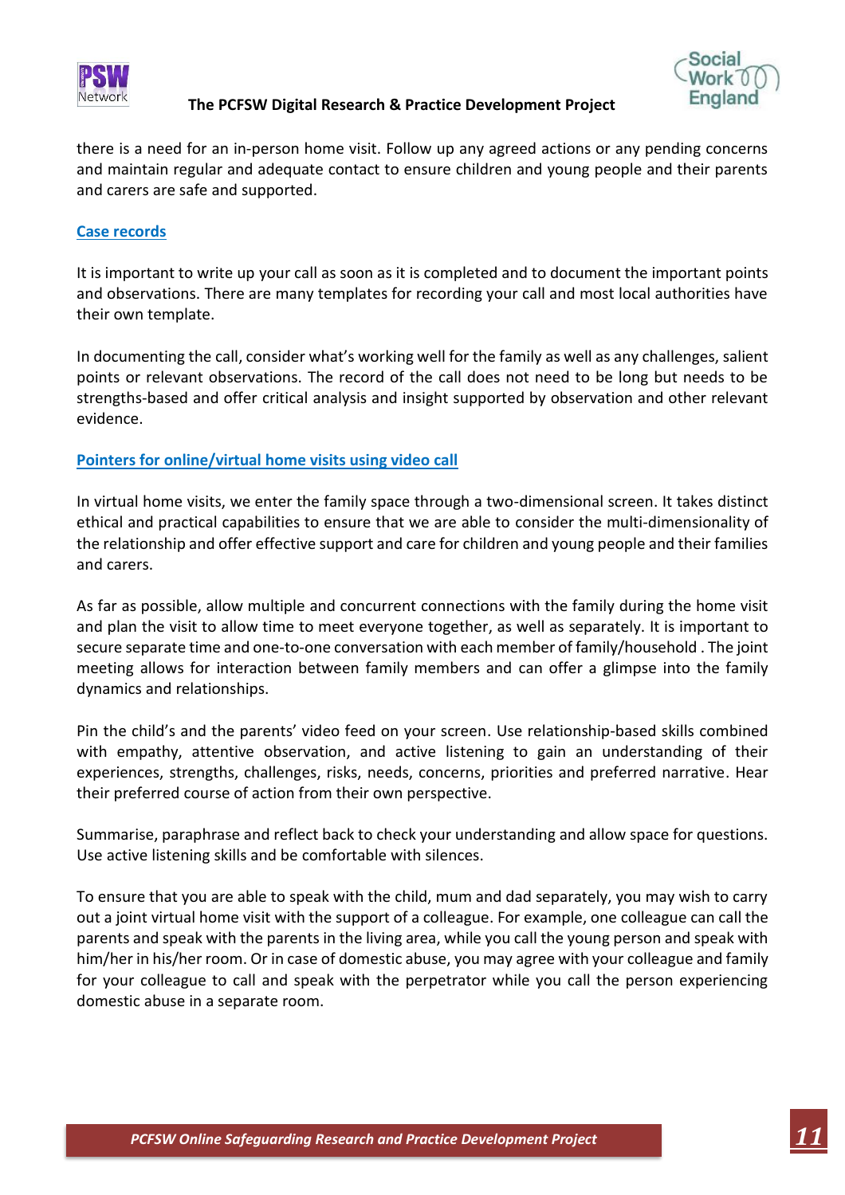there is a need for an in-person home visit. Follow up any agreed actions or any pending concerns and maintain regular and adequate contact to ensure children and young people and their parents and carers are safe and supported.

### Case records

It is important to write up your call as soon as it is completed and to document the important points and observations. There are many templates for recording your call and most local authorities have their own template.

In documenting the call, consider what's working well for the family as well as any challenges, salient points or relevant observations. The record of the call does not need to be long but needs to be strengths-based and offer critical analysis and insight supported by observation and other relevant evidence.

### Pointers for online/virtual home visits using video call

In virtual home visits, we enter the family space through a two-dimensional screen. It takes distinct ethical and practical capabilities to ensure that we are able to consider the multi-dimensionality of the relationship and offer effective support and care for children and young people and their families and carers.

As far as possible, allow multiple and concurrent connections with the family during the home visit and plan the visit to allow time to meet everyone together, as well as separately. It is important to secure separate time and one-to-one conversation with each member of family/household . The joint meeting allows for interaction between family members and can offer a glimpse into the family dynamics and relationships.

Pin the child's and the parents' video feed on your screen. Use relationship-based skills combined with empathy, attentive observation, and active listening to gain an understanding of their experiences, strengths, challenges, risks, needs, concerns, priorities and preferred narrative. Hear their preferred course of action from their own perspective.

Summarise, paraphrase and reflect back to check your understanding and allow space for questions. Use active listening skills and be comfortable with silences.

To ensure that you are able to speak with the child, mum and dad separately, you may wish to carry out a joint virtual home visit with the support of a colleague. For example, one colleague can call the parents and speak with the parents in the living area, while you call the young person and speak with him/her in his/her room. Or in case of domestic abuse, you may agree with your colleague and family for your colleague to call and speak with the perpetrator while you call the person experiencing domestic abuse in a separate room.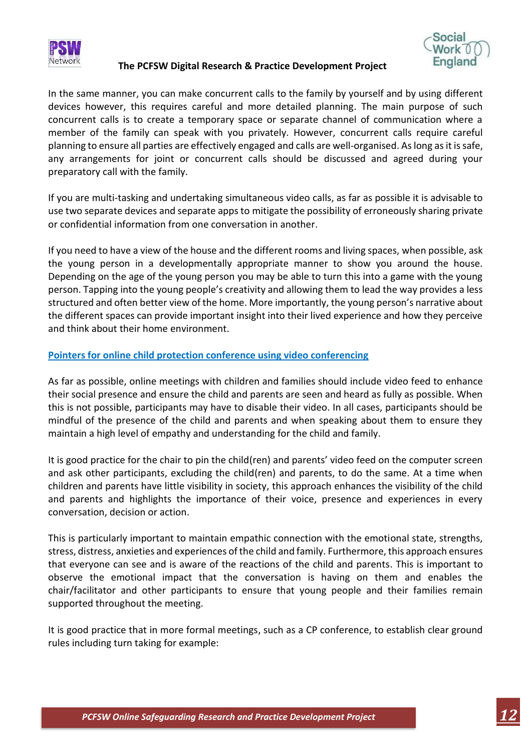In the same manner, you can make concurrent calls to the family by yourself and by using different devices however, this requires careful and more detailed planning. The main purpose of such concurrent calls is to create a temporary space or separate channel of communication where a member of the family can speak with you privately. However, concurrent calls require careful planning to ensure all parties are effectively engaged and calls are well-organised. As long as it is safe, any arrangements for joint or concurrent calls should be discussed and agreed during your preparatory call with the family.

If you are multi-tasking and undertaking simultaneous video calls, as far as possible it is advisable to use two separate devices and separate apps to mitigate the possibility of erroneously sharing private or confidential information from one conversation in another.

If you need to have a view of the house and the different rooms and living spaces, when possible, ask the young person in a developmentally appropriate manner to show you around the house. Depending on the age of the young person you may be able to turn this into a game with the young person. Tapping into the young people's creativity and allowing them to lead the way provides a less structured and often better view of the home. More importantly, the young person's narrative about the different spaces can provide important insight into their lived experience and how they perceive and think about their home environment.

## Pointers for online child protection conference using video conferencing

As far as possible, online meetings with children and families should include video feed to enhance their social presence and ensure the child and parents are seen and heard as fully as possible. When this is not possible, participants may have to disable their video. In all cases, participants should be mindful of the presence of the child and parents and when speaking about them to ensure they maintain a high level of empathy and understanding for the child and family.

It is good practice for the chair to pin the child(ren) and parents' video feed on the computer screen and ask other participants, excluding the child(ren) and parents, to do the same. At a time when children and parents have little visibility in society, this approach enhances the visibility of the child and parents and highlights the importance of their voice, presence and experiences in every conversation, decision or action.

This is particularly important to maintain empathic connection with the emotional state, strengths, stress, distress, anxieties and experiences of the child and family. Furthermore, this approach ensures that everyone can see and is aware of the reactions of the child and parents. This is important to observe the emotional impact that the conversation is having on them and enables the chair/facilitator and other participants to ensure that young people and their families remain supported throughout the meeting.

It is good practice that in more formal meetings, such as a CP conference, to establish clear ground rules including turn taking for example: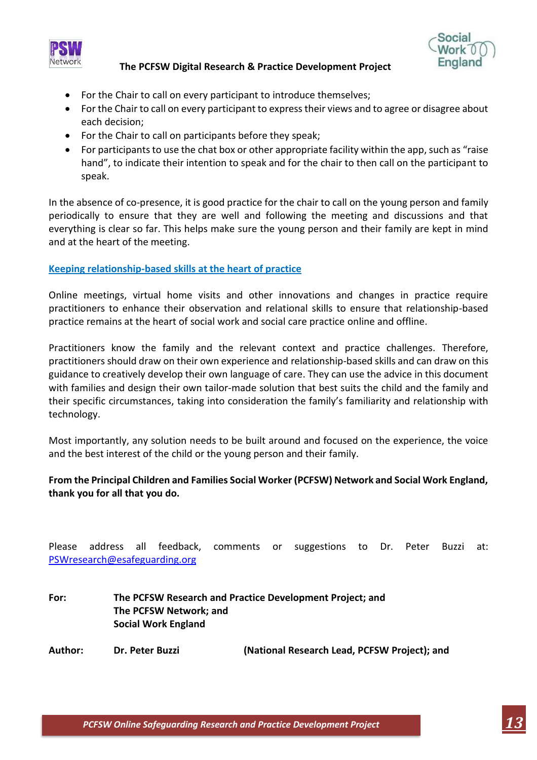- For the Chair to call on every participant to introduce themselves;
- For the Chair to call on every participant to express their views and to agree or disagree about each decision;
- For the Chair to call on participants before they speak;
- For participants to use the chat box or other appropriate facility within the app, such as "raise hand", to indicate their intention to speak and for the chair to then call on the participant to speak.

In the absence of co-presence, it is good practice for the chair to call on the young person and family periodically to ensure that they are well and following the meeting and discussions and that everything is clear so far. This helps make sure the young person and their family are kept in mind and at the heart of the meeting.

## Keeping relationship-based skills at the heart of practice

Online meetings, virtual home visits and other innovations and changes in practice require practitioners to enhance their observation and relational skills to ensure that relationship-based practice remains at the heart of social work and social care practice online and offline.

Practitioners know the family and the relevant context and practice challenges. Therefore, practitioners should draw on their own experience and relationship-based skills and can draw on this guidance to creatively develop their own language of care. They can use the advice in this document with families and design their own tailor-made solution that best suits the child and the family and their specific circumstances, taking into consideration the family's familiarity and relationship with technology.

Most importantly, any solution needs to be built around and focused on the experience, the voice and the best interest of the child or the young person and their family.

**From the Principal Children and Families Social Worker (PCFSW) Network and Social Work England, thank you for all that you do.**

Please address all feedback, comments or suggestions to Dr. Peter Buzzi at: PSWresearch@esafeguarding.org

**For:** **The PCFSW Research and Practice Development Project; and**
**The PCFSW Network; and**
**Social Work England**

**Author:** **Dr. Peter Buzzi** **(National Research Lead, PCFSW Project); and**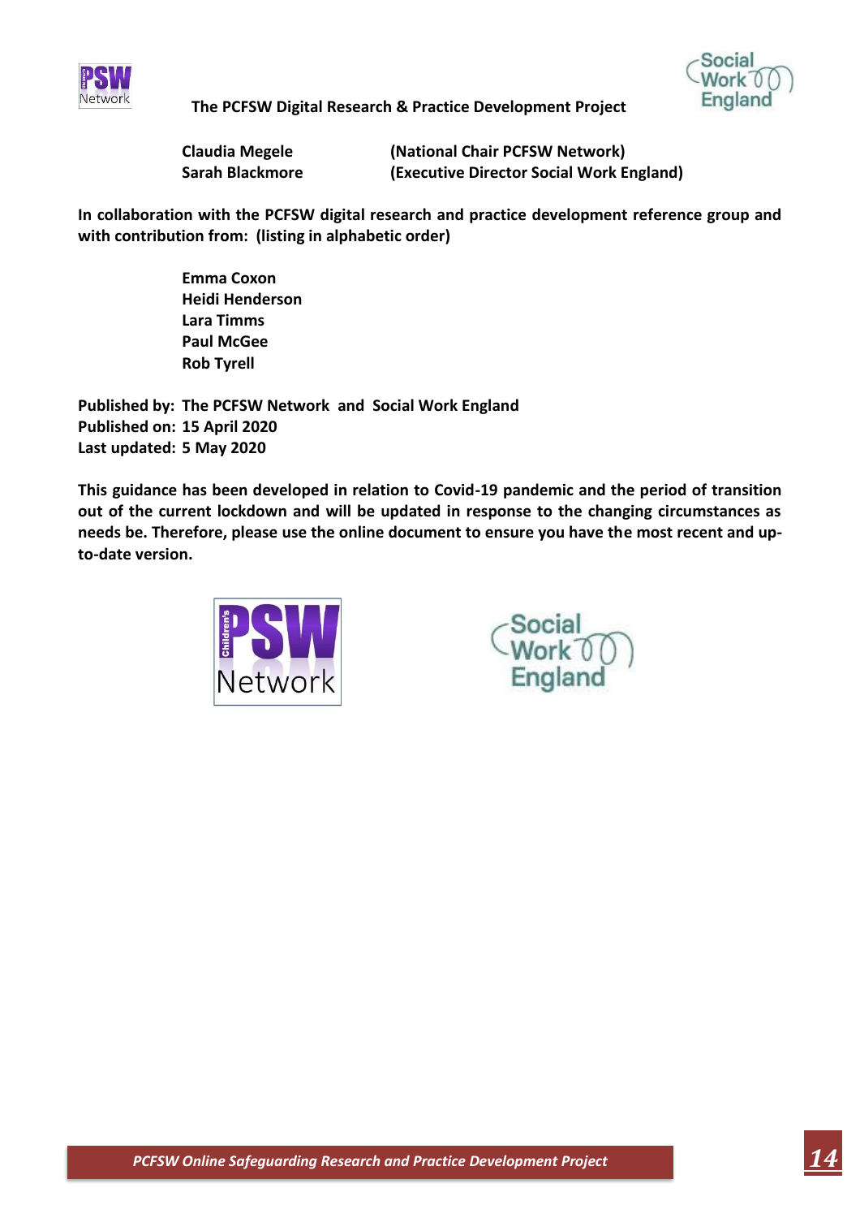**The PCFSW Digital Research & Practice Development Project**

**Claudia Megele (National Chair PCFSW Network)**
**Sarah Blackmore (Executive Director Social Work England)**

**In collaboration with the PCFSW digital research and practice development reference group and with contribution from: (listing in alphabetic order)**

**Emma Coxon**
**Heidi Henderson**
**Lara Timms**
**Paul McGee**
**Rob Tyrell**

**Published by: The PCFSW Network and Social Work England**
**Published on: 15 April 2020**
**Last updated: 5 May 2020**

**This guidance has been developed in relation to Covid-19 pandemic and the period of transition out of the current lockdown and will be updated in response to the changing circumstances as needs be. Therefore, please use the online document to ensure you have the most recent and up-to-date version.**